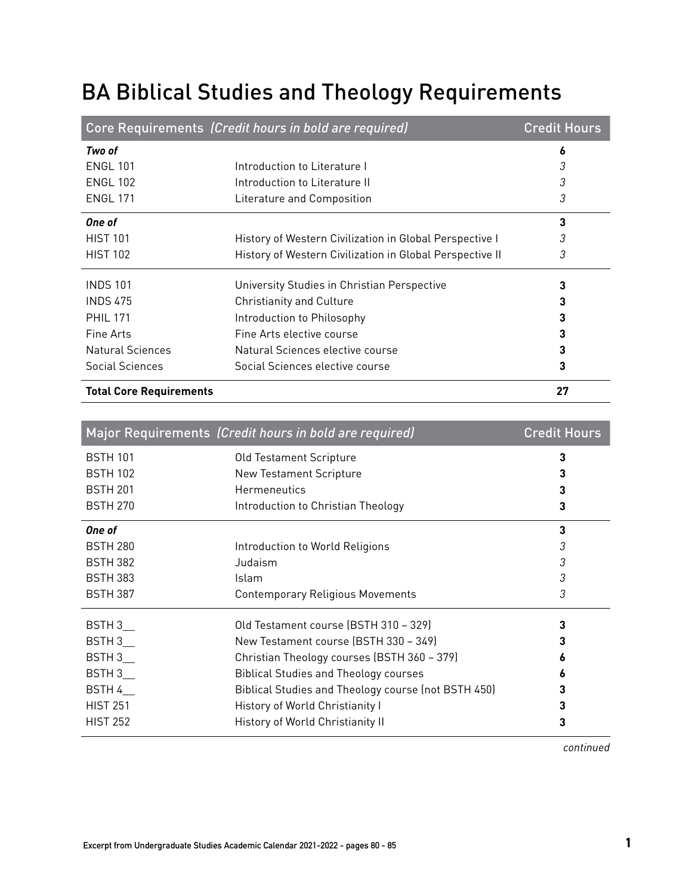# BA Biblical Studies and Theology Requirements

| Core Requirements *(Credit hours in bold are required)* | | Credit Hours |
|---|---|---|
| ***Two of*** | | **6** |
| ENGL 101 | Introduction to Literature I | *3* |
| ENGL 102 | Introduction to Literature II | *3* |
| ENGL 171 | Literature and Composition | *3* |
| ***One of*** | | **3** |
| HIST 101 | History of Western Civilization in Global Perspective I | *3* |
| HIST 102 | History of Western Civilization in Global Perspective II | *3* |
| INDS 101 | University Studies in Christian Perspective | **3** |
| INDS 475 | Christianity and Culture | **3** |
| PHIL 171 | Introduction to Philosophy | **3** |
| Fine Arts | Fine Arts elective course | **3** |
| Natural Sciences | Natural Sciences elective course | **3** |
| Social Sciences | Social Sciences elective course | **3** |
| **Total Core Requirements** | | **27** |

| Major Requirements *(Credit hours in bold are required)* | | Credit Hours |
|---|---|---|
| BSTH 101 | Old Testament Scripture | **3** |
| BSTH 102 | New Testament Scripture | **3** |
| BSTH 201 | Hermeneutics | **3** |
| BSTH 270 | Introduction to Christian Theology | **3** |
| ***One of*** | | **3** |
| BSTH 280 | Introduction to World Religions | *3* |
| BSTH 382 | Judaism | *3* |
| BSTH 383 | Islam | *3* |
| BSTH 387 | Contemporary Religious Movements | *3* |
| BSTH 3__ | Old Testament course (BSTH 310 – 329) | **3** |
| BSTH 3__ | New Testament course (BSTH 330 – 349) | **3** |
| BSTH 3__ | Christian Theology courses (BSTH 360 – 379) | **6** |
| BSTH 3__ | Biblical Studies and Theology courses | **6** |
| BSTH 4__ | Biblical Studies and Theology course (not BSTH 450) | **3** |
| HIST 251 | History of World Christianity I | **3** |
| HIST 252 | History of World Christianity II | **3** |

*continued*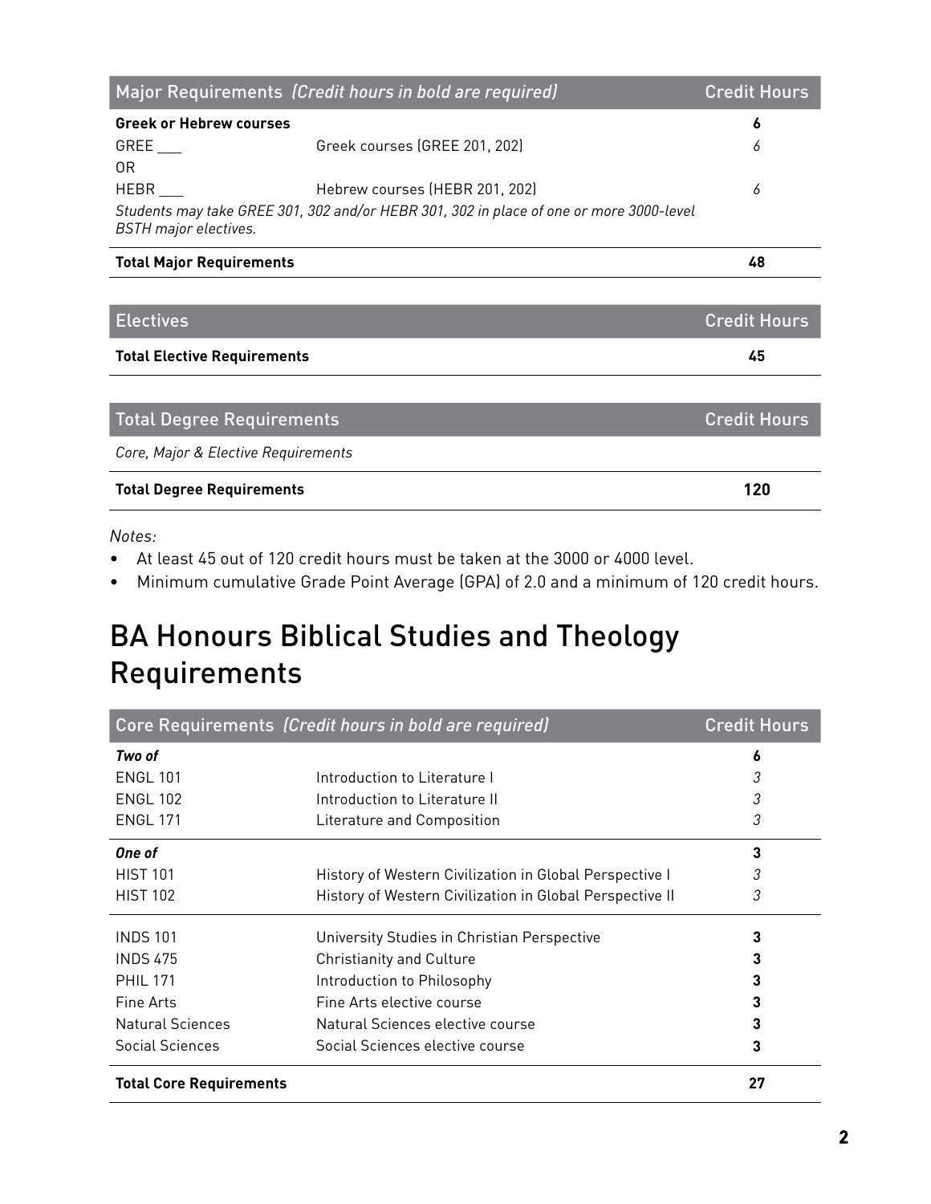| Major Requirements *(Credit hours in bold are required)* | | Credit Hours |
|---|---|---|
| **Greek or Hebrew courses** | | **6** |
| GREE ___ | Greek courses (GREE 201, 202) | *6* |
| OR | | |
| HEBR ___ | Hebrew courses (HEBR 201, 202) | *6* |
| *Students may take GREE 301, 302 and/or HEBR 301, 302 in place of one or more 3000-level BSTH major electives.* | | |
| **Total Major Requirements** | | **48** |

| Electives | Credit Hours |
|---|---|
| **Total Elective Requirements** | **45** |

| Total Degree Requirements | Credit Hours |
|---|---|
| *Core, Major & Elective Requirements* | |
| **Total Degree Requirements** | **120** |

*Notes:*

- At least 45 out of 120 credit hours must be taken at the 3000 or 4000 level.
- Minimum cumulative Grade Point Average (GPA) of 2.0 and a minimum of 120 credit hours.

# BA Honours Biblical Studies and Theology Requirements

| Core Requirements *(Credit hours in bold are required)* | | Credit Hours |
|---|---|---|
| ***Two of*** | | **6** |
| ENGL 101 | Introduction to Literature I | *3* |
| ENGL 102 | Introduction to Literature II | *3* |
| ENGL 171 | Literature and Composition | *3* |
| ***One of*** | | **3** |
| HIST 101 | History of Western Civilization in Global Perspective I | *3* |
| HIST 102 | History of Western Civilization in Global Perspective II | *3* |
| INDS 101 | University Studies in Christian Perspective | **3** |
| INDS 475 | Christianity and Culture | **3** |
| PHIL 171 | Introduction to Philosophy | **3** |
| Fine Arts | Fine Arts elective course | **3** |
| Natural Sciences | Natural Sciences elective course | **3** |
| Social Sciences | Social Sciences elective course | **3** |
| **Total Core Requirements** | | **27** |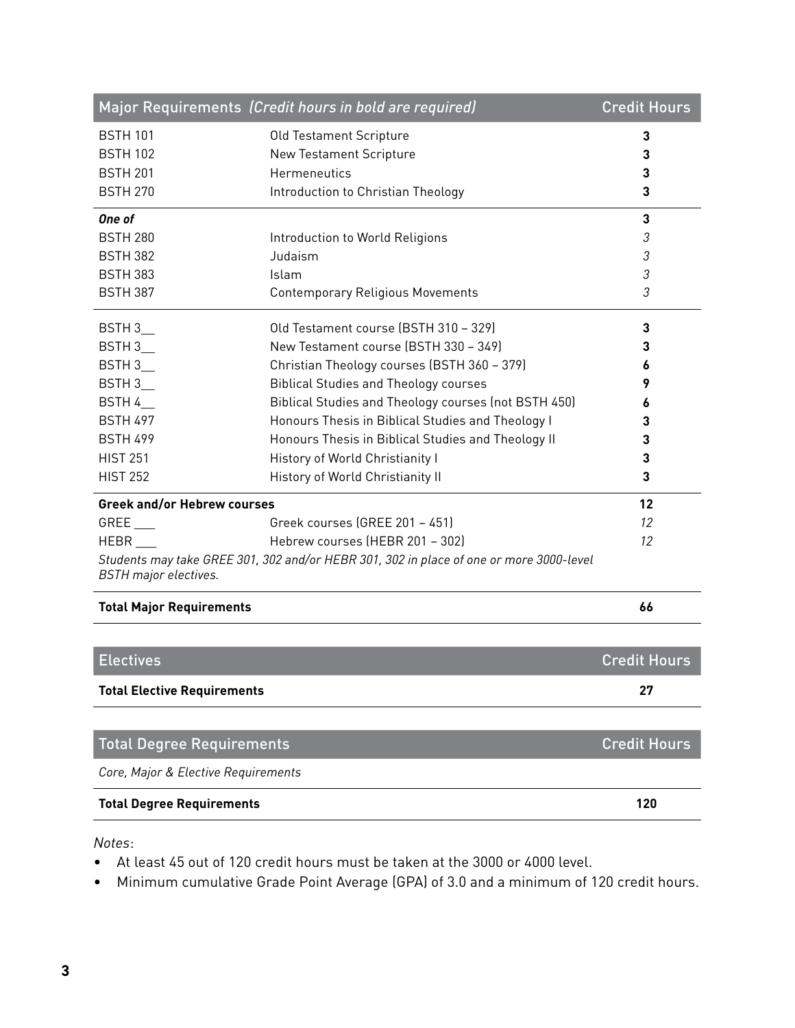| Major Requirements *(Credit hours in bold are required)* | | Credit Hours |
|---|---|---|
| BSTH 101 | Old Testament Scripture | **3** |
| BSTH 102 | New Testament Scripture | **3** |
| BSTH 201 | Hermeneutics | **3** |
| BSTH 270 | Introduction to Christian Theology | **3** |
| ***One of*** | | **3** |
| BSTH 280 | Introduction to World Religions | *3* |
| BSTH 382 | Judaism | *3* |
| BSTH 383 | Islam | *3* |
| BSTH 387 | Contemporary Religious Movements | *3* |
| BSTH 3__ | Old Testament course (BSTH 310 – 329) | **3** |
| BSTH 3__ | New Testament course (BSTH 330 – 349) | **3** |
| BSTH 3__ | Christian Theology courses (BSTH 360 – 379) | **6** |
| BSTH 3__ | Biblical Studies and Theology courses | **9** |
| BSTH 4__ | Biblical Studies and Theology courses (not BSTH 450) | **6** |
| BSTH 497 | Honours Thesis in Biblical Studies and Theology I | **3** |
| BSTH 499 | Honours Thesis in Biblical Studies and Theology II | **3** |
| HIST 251 | History of World Christianity I | **3** |
| HIST 252 | History of World Christianity II | **3** |
| **Greek and/or Hebrew courses** | | **12** |
| GREE ___ | Greek courses (GREE 201 – 451) | *12* |
| HEBR ___ | Hebrew courses (HEBR 201 – 302) | *12* |
| *Students may take GREE 301, 302 and/or HEBR 301, 302 in place of one or more 3000-level BSTH major electives.* | | |
| **Total Major Requirements** | | **66** |

| Electives | Credit Hours |
|---|---|
| **Total Elective Requirements** | **27** |

| Total Degree Requirements | Credit Hours |
|---|---|
| *Core, Major & Elective Requirements* | |
| **Total Degree Requirements** | **120** |

*Notes*:

- At least 45 out of 120 credit hours must be taken at the 3000 or 4000 level.
- Minimum cumulative Grade Point Average (GPA) of 3.0 and a minimum of 120 credit hours.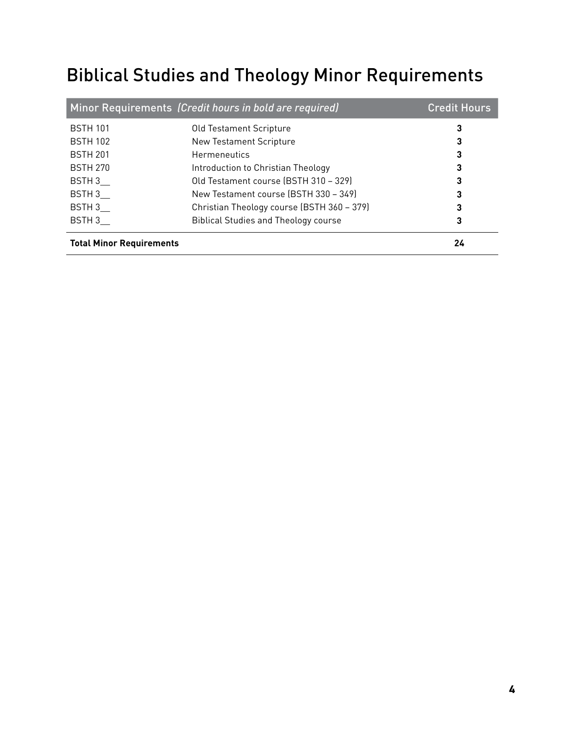# Biblical Studies and Theology Minor Requirements

| Minor Requirements *(Credit hours in bold are required)* | | Credit Hours |
|---|---|---|
| BSTH 101 | Old Testament Scripture | **3** |
| BSTH 102 | New Testament Scripture | **3** |
| BSTH 201 | Hermeneutics | **3** |
| BSTH 270 | Introduction to Christian Theology | **3** |
| BSTH 3__ | Old Testament course (BSTH 310 – 329) | **3** |
| BSTH 3__ | New Testament course (BSTH 330 – 349) | **3** |
| BSTH 3__ | Christian Theology course (BSTH 360 – 379) | **3** |
| BSTH 3__ | Biblical Studies and Theology course | **3** |
| **Total Minor Requirements** | | **24** |